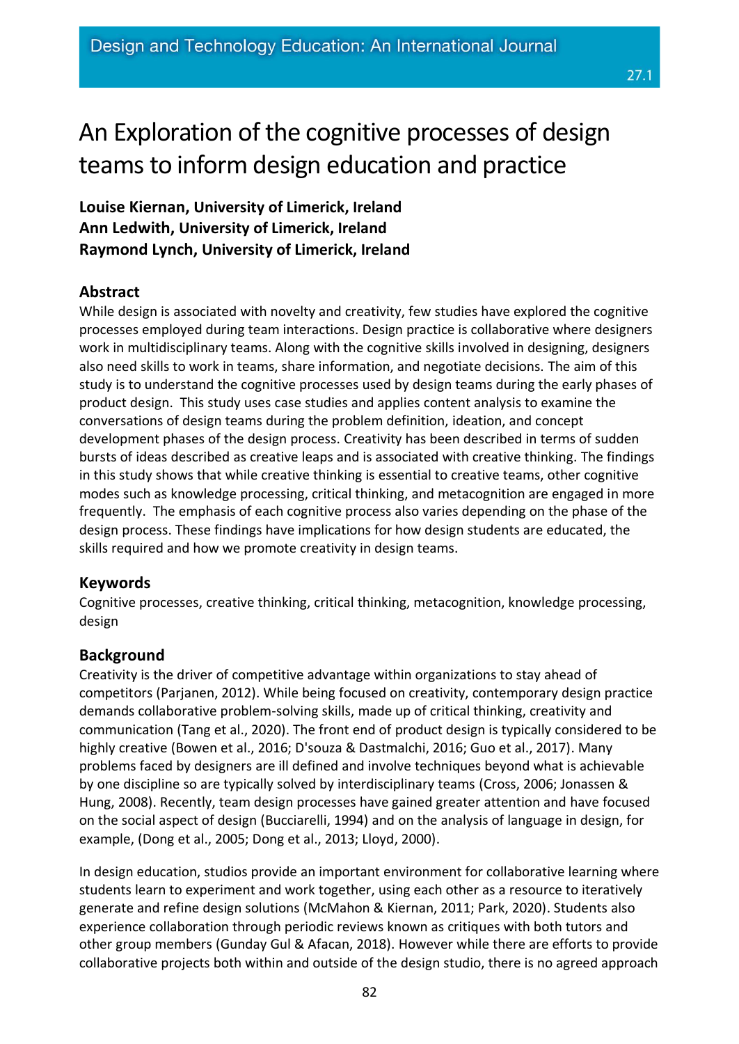# An Exploration of the cognitive processes of design teams to inform design education and practice

**Louise Kiernan, University of Limerick, Ireland**
**Ann Ledwith, University of Limerick, Ireland**
**Raymond Lynch, University of Limerick, Ireland**

## Abstract

While design is associated with novelty and creativity, few studies have explored the cognitive processes employed during team interactions. Design practice is collaborative where designers work in multidisciplinary teams. Along with the cognitive skills involved in designing, designers also need skills to work in teams, share information, and negotiate decisions. The aim of this study is to understand the cognitive processes used by design teams during the early phases of product design. This study uses case studies and applies content analysis to examine the conversations of design teams during the problem definition, ideation, and concept development phases of the design process. Creativity has been described in terms of sudden bursts of ideas described as creative leaps and is associated with creative thinking. The findings in this study shows that while creative thinking is essential to creative teams, other cognitive modes such as knowledge processing, critical thinking, and metacognition are engaged in more frequently. The emphasis of each cognitive process also varies depending on the phase of the design process. These findings have implications for how design students are educated, the skills required and how we promote creativity in design teams.

## Keywords

Cognitive processes, creative thinking, critical thinking, metacognition, knowledge processing, design

## Background

Creativity is the driver of competitive advantage within organizations to stay ahead of competitors (Parjanen, 2012). While being focused on creativity, contemporary design practice demands collaborative problem-solving skills, made up of critical thinking, creativity and communication (Tang et al., 2020). The front end of product design is typically considered to be highly creative (Bowen et al., 2016; D'souza & Dastmalchi, 2016; Guo et al., 2017). Many problems faced by designers are ill defined and involve techniques beyond what is achievable by one discipline so are typically solved by interdisciplinary teams (Cross, 2006; Jonassen & Hung, 2008). Recently, team design processes have gained greater attention and have focused on the social aspect of design (Bucciarelli, 1994) and on the analysis of language in design, for example, (Dong et al., 2005; Dong et al., 2013; Lloyd, 2000).

In design education, studios provide an important environment for collaborative learning where students learn to experiment and work together, using each other as a resource to iteratively generate and refine design solutions (McMahon & Kiernan, 2011; Park, 2020). Students also experience collaboration through periodic reviews known as critiques with both tutors and other group members (Gunday Gul & Afacan, 2018). However while there are efforts to provide collaborative projects both within and outside of the design studio, there is no agreed approach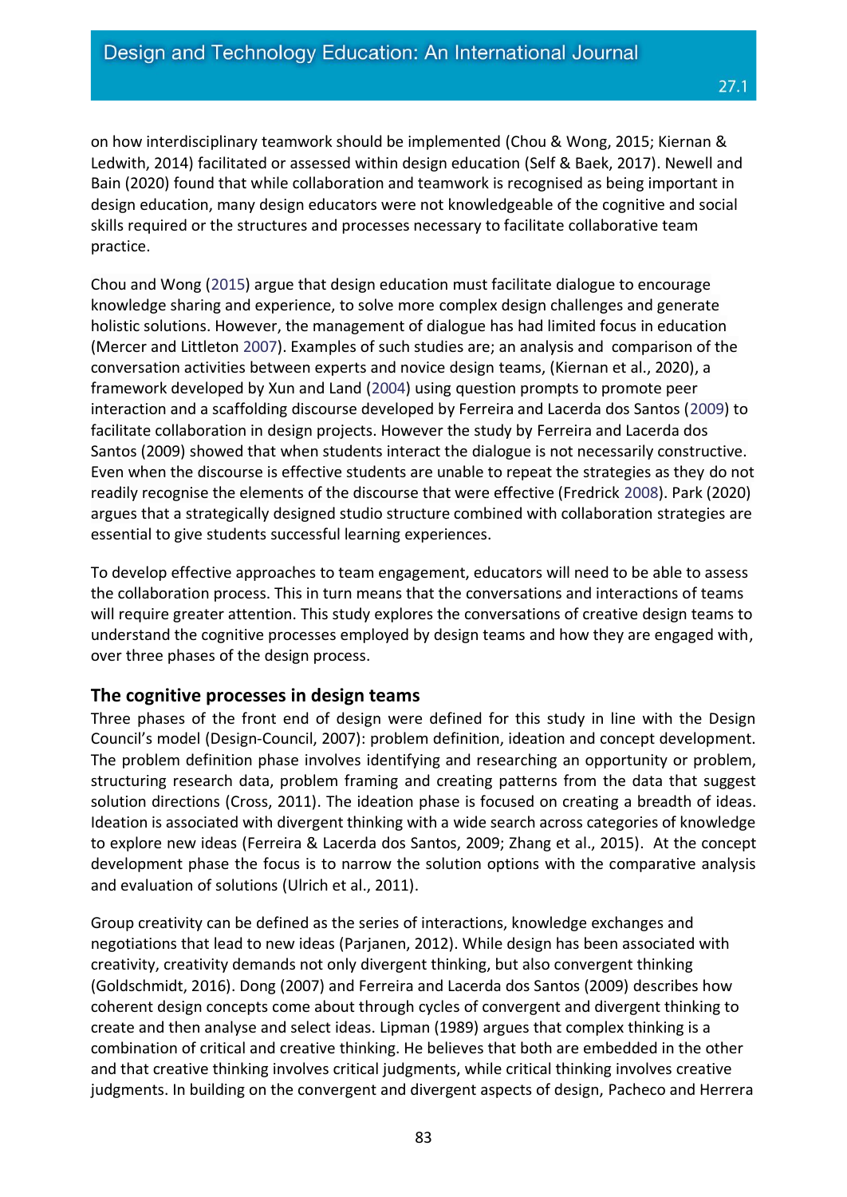on how interdisciplinary teamwork should be implemented (Chou & Wong, 2015; Kiernan & Ledwith, 2014) facilitated or assessed within design education (Self & Baek, 2017). Newell and Bain (2020) found that while collaboration and teamwork is recognised as being important in design education, many design educators were not knowledgeable of the cognitive and social skills required or the structures and processes necessary to facilitate collaborative team practice.

Chou and Wong (2015) argue that design education must facilitate dialogue to encourage knowledge sharing and experience, to solve more complex design challenges and generate holistic solutions. However, the management of dialogue has had limited focus in education (Mercer and Littleton 2007). Examples of such studies are; an analysis and comparison of the conversation activities between experts and novice design teams, (Kiernan et al., 2020), a framework developed by Xun and Land (2004) using question prompts to promote peer interaction and a scaffolding discourse developed by Ferreira and Lacerda dos Santos (2009) to facilitate collaboration in design projects. However the study by Ferreira and Lacerda dos Santos (2009) showed that when students interact the dialogue is not necessarily constructive. Even when the discourse is effective students are unable to repeat the strategies as they do not readily recognise the elements of the discourse that were effective (Fredrick 2008). Park (2020) argues that a strategically designed studio structure combined with collaboration strategies are essential to give students successful learning experiences.

To develop effective approaches to team engagement, educators will need to be able to assess the collaboration process. This in turn means that the conversations and interactions of teams will require greater attention. This study explores the conversations of creative design teams to understand the cognitive processes employed by design teams and how they are engaged with, over three phases of the design process.

## The cognitive processes in design teams

Three phases of the front end of design were defined for this study in line with the Design Council's model (Design-Council, 2007): problem definition, ideation and concept development. The problem definition phase involves identifying and researching an opportunity or problem, structuring research data, problem framing and creating patterns from the data that suggest solution directions (Cross, 2011). The ideation phase is focused on creating a breadth of ideas. Ideation is associated with divergent thinking with a wide search across categories of knowledge to explore new ideas (Ferreira & Lacerda dos Santos, 2009; Zhang et al., 2015). At the concept development phase the focus is to narrow the solution options with the comparative analysis and evaluation of solutions (Ulrich et al., 2011).

Group creativity can be defined as the series of interactions, knowledge exchanges and negotiations that lead to new ideas (Parjanen, 2012). While design has been associated with creativity, creativity demands not only divergent thinking, but also convergent thinking (Goldschmidt, 2016). Dong (2007) and Ferreira and Lacerda dos Santos (2009) describes how coherent design concepts come about through cycles of convergent and divergent thinking to create and then analyse and select ideas. Lipman (1989) argues that complex thinking is a combination of critical and creative thinking. He believes that both are embedded in the other and that creative thinking involves critical judgments, while critical thinking involves creative judgments. In building on the convergent and divergent aspects of design, Pacheco and Herrera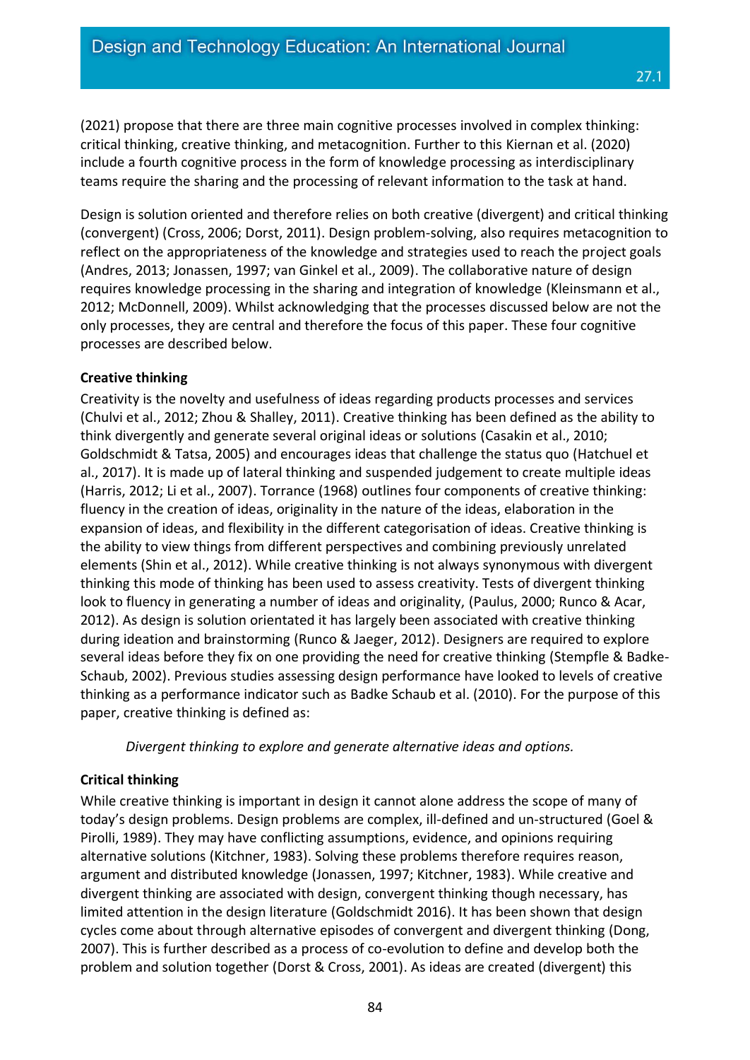(2021) propose that there are three main cognitive processes involved in complex thinking: critical thinking, creative thinking, and metacognition. Further to this Kiernan et al. (2020) include a fourth cognitive process in the form of knowledge processing as interdisciplinary teams require the sharing and the processing of relevant information to the task at hand.

Design is solution oriented and therefore relies on both creative (divergent) and critical thinking (convergent) (Cross, 2006; Dorst, 2011). Design problem-solving, also requires metacognition to reflect on the appropriateness of the knowledge and strategies used to reach the project goals (Andres, 2013; Jonassen, 1997; van Ginkel et al., 2009). The collaborative nature of design requires knowledge processing in the sharing and integration of knowledge (Kleinsmann et al., 2012; McDonnell, 2009). Whilst acknowledging that the processes discussed below are not the only processes, they are central and therefore the focus of this paper. These four cognitive processes are described below.

**Creative thinking**

Creativity is the novelty and usefulness of ideas regarding products processes and services (Chulvi et al., 2012; Zhou & Shalley, 2011). Creative thinking has been defined as the ability to think divergently and generate several original ideas or solutions (Casakin et al., 2010; Goldschmidt & Tatsa, 2005) and encourages ideas that challenge the status quo (Hatchuel et al., 2017). It is made up of lateral thinking and suspended judgement to create multiple ideas (Harris, 2012; Li et al., 2007). Torrance (1968) outlines four components of creative thinking: fluency in the creation of ideas, originality in the nature of the ideas, elaboration in the expansion of ideas, and flexibility in the different categorisation of ideas. Creative thinking is the ability to view things from different perspectives and combining previously unrelated elements (Shin et al., 2012). While creative thinking is not always synonymous with divergent thinking this mode of thinking has been used to assess creativity. Tests of divergent thinking look to fluency in generating a number of ideas and originality, (Paulus, 2000; Runco & Acar, 2012). As design is solution orientated it has largely been associated with creative thinking during ideation and brainstorming (Runco & Jaeger, 2012). Designers are required to explore several ideas before they fix on one providing the need for creative thinking (Stempfle & Badke-Schaub, 2002). Previous studies assessing design performance have looked to levels of creative thinking as a performance indicator such as Badke Schaub et al. (2010). For the purpose of this paper, creative thinking is defined as:

*Divergent thinking to explore and generate alternative ideas and options.*

**Critical thinking**

While creative thinking is important in design it cannot alone address the scope of many of today's design problems. Design problems are complex, ill-defined and un-structured (Goel & Pirolli, 1989). They may have conflicting assumptions, evidence, and opinions requiring alternative solutions (Kitchner, 1983). Solving these problems therefore requires reason, argument and distributed knowledge (Jonassen, 1997; Kitchner, 1983). While creative and divergent thinking are associated with design, convergent thinking though necessary, has limited attention in the design literature (Goldschmidt 2016). It has been shown that design cycles come about through alternative episodes of convergent and divergent thinking (Dong, 2007). This is further described as a process of co-evolution to define and develop both the problem and solution together (Dorst & Cross, 2001). As ideas are created (divergent) this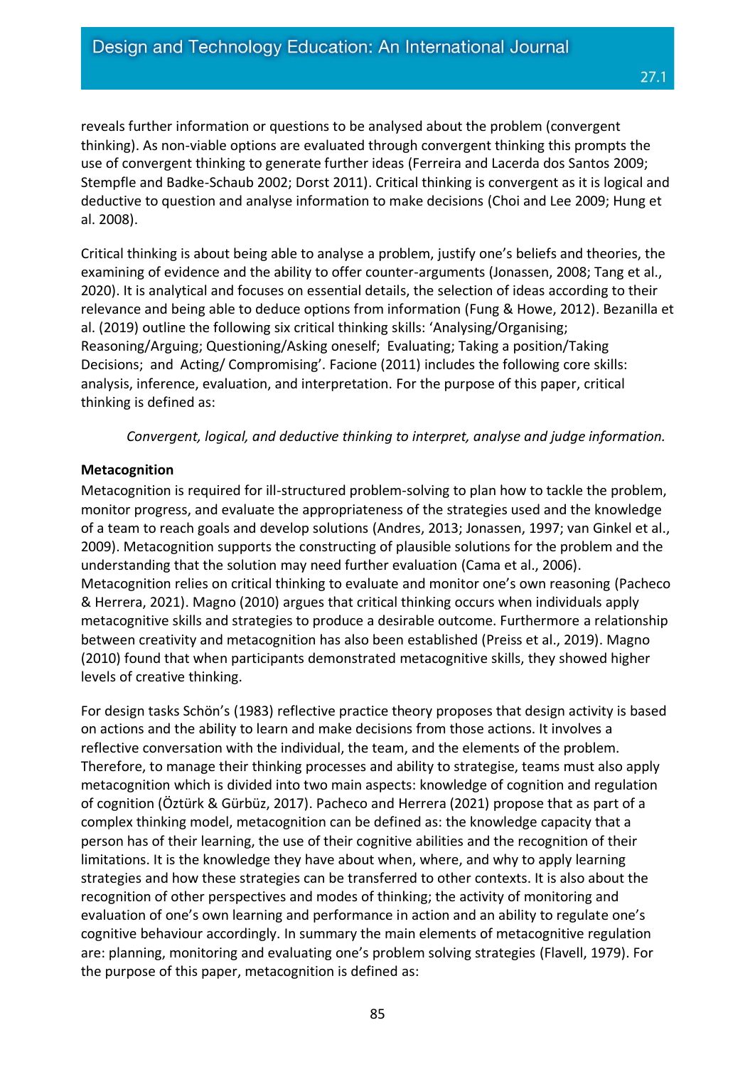reveals further information or questions to be analysed about the problem (convergent thinking). As non-viable options are evaluated through convergent thinking this prompts the use of convergent thinking to generate further ideas (Ferreira and Lacerda dos Santos 2009; Stempfle and Badke-Schaub 2002; Dorst 2011). Critical thinking is convergent as it is logical and deductive to question and analyse information to make decisions (Choi and Lee 2009; Hung et al. 2008).

Critical thinking is about being able to analyse a problem, justify one's beliefs and theories, the examining of evidence and the ability to offer counter-arguments (Jonassen, 2008; Tang et al., 2020). It is analytical and focuses on essential details, the selection of ideas according to their relevance and being able to deduce options from information (Fung & Howe, 2012). Bezanilla et al. (2019) outline the following six critical thinking skills: 'Analysing/Organising; Reasoning/Arguing; Questioning/Asking oneself; Evaluating; Taking a position/Taking Decisions; and Acting/ Compromising'. Facione (2011) includes the following core skills: analysis, inference, evaluation, and interpretation. For the purpose of this paper, critical thinking is defined as:

*Convergent, logical, and deductive thinking to interpret, analyse and judge information.*

**Metacognition**

Metacognition is required for ill-structured problem-solving to plan how to tackle the problem, monitor progress, and evaluate the appropriateness of the strategies used and the knowledge of a team to reach goals and develop solutions (Andres, 2013; Jonassen, 1997; van Ginkel et al., 2009). Metacognition supports the constructing of plausible solutions for the problem and the understanding that the solution may need further evaluation (Cama et al., 2006). Metacognition relies on critical thinking to evaluate and monitor one's own reasoning (Pacheco & Herrera, 2021). Magno (2010) argues that critical thinking occurs when individuals apply metacognitive skills and strategies to produce a desirable outcome. Furthermore a relationship between creativity and metacognition has also been established (Preiss et al., 2019). Magno (2010) found that when participants demonstrated metacognitive skills, they showed higher levels of creative thinking.

For design tasks Schön's (1983) reflective practice theory proposes that design activity is based on actions and the ability to learn and make decisions from those actions. It involves a reflective conversation with the individual, the team, and the elements of the problem. Therefore, to manage their thinking processes and ability to strategise, teams must also apply metacognition which is divided into two main aspects: knowledge of cognition and regulation of cognition (Öztürk & Gürbüz, 2017). Pacheco and Herrera (2021) propose that as part of a complex thinking model, metacognition can be defined as: the knowledge capacity that a person has of their learning, the use of their cognitive abilities and the recognition of their limitations. It is the knowledge they have about when, where, and why to apply learning strategies and how these strategies can be transferred to other contexts. It is also about the recognition of other perspectives and modes of thinking; the activity of monitoring and evaluation of one's own learning and performance in action and an ability to regulate one's cognitive behaviour accordingly. In summary the main elements of metacognitive regulation are: planning, monitoring and evaluating one's problem solving strategies (Flavell, 1979). For the purpose of this paper, metacognition is defined as: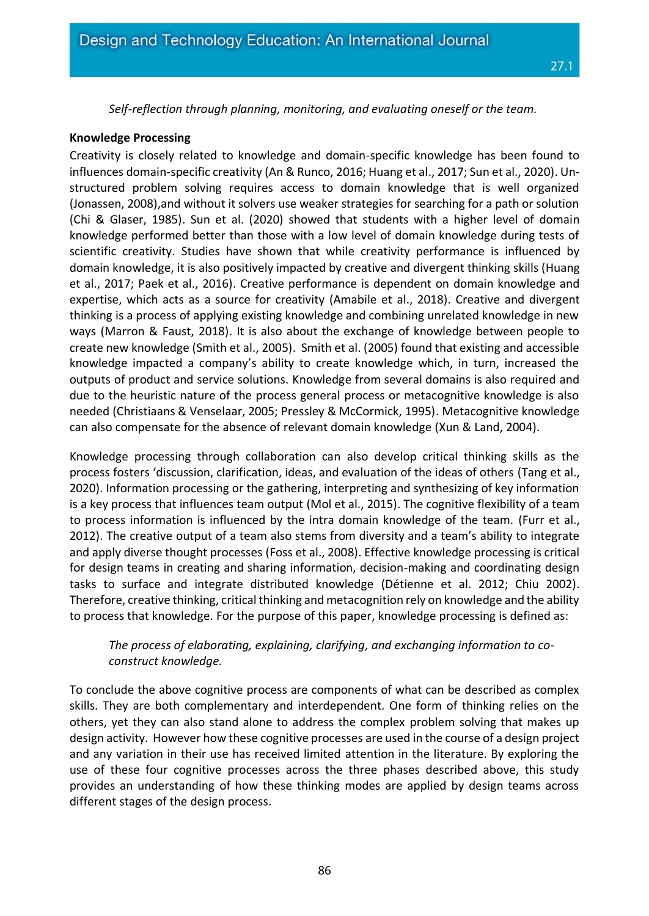*Self-reflection through planning, monitoring, and evaluating oneself or the team.*

**Knowledge Processing**

Creativity is closely related to knowledge and domain-specific knowledge has been found to influences domain-specific creativity (An & Runco, 2016; Huang et al., 2017; Sun et al., 2020). Unstructured problem solving requires access to domain knowledge that is well organized (Jonassen, 2008),and without it solvers use weaker strategies for searching for a path or solution (Chi & Glaser, 1985). Sun et al. (2020) showed that students with a higher level of domain knowledge performed better than those with a low level of domain knowledge during tests of scientific creativity. Studies have shown that while creativity performance is influenced by domain knowledge, it is also positively impacted by creative and divergent thinking skills (Huang et al., 2017; Paek et al., 2016). Creative performance is dependent on domain knowledge and expertise, which acts as a source for creativity (Amabile et al., 2018). Creative and divergent thinking is a process of applying existing knowledge and combining unrelated knowledge in new ways (Marron & Faust, 2018). It is also about the exchange of knowledge between people to create new knowledge (Smith et al., 2005). Smith et al. (2005) found that existing and accessible knowledge impacted a company's ability to create knowledge which, in turn, increased the outputs of product and service solutions. Knowledge from several domains is also required and due to the heuristic nature of the process general process or metacognitive knowledge is also needed (Christiaans & Venselaar, 2005; Pressley & McCormick, 1995). Metacognitive knowledge can also compensate for the absence of relevant domain knowledge (Xun & Land, 2004).

Knowledge processing through collaboration can also develop critical thinking skills as the process fosters 'discussion, clarification, ideas, and evaluation of the ideas of others (Tang et al., 2020). Information processing or the gathering, interpreting and synthesizing of key information is a key process that influences team output (Mol et al., 2015). The cognitive flexibility of a team to process information is influenced by the intra domain knowledge of the team. (Furr et al., 2012). The creative output of a team also stems from diversity and a team's ability to integrate and apply diverse thought processes (Foss et al., 2008). Effective knowledge processing is critical for design teams in creating and sharing information, decision-making and coordinating design tasks to surface and integrate distributed knowledge (Détienne et al. 2012; Chiu 2002). Therefore, creative thinking, critical thinking and metacognition rely on knowledge and the ability to process that knowledge. For the purpose of this paper, knowledge processing is defined as:

*The process of elaborating, explaining, clarifying, and exchanging information to co-construct knowledge.*

To conclude the above cognitive process are components of what can be described as complex skills. They are both complementary and interdependent. One form of thinking relies on the others, yet they can also stand alone to address the complex problem solving that makes up design activity. However how these cognitive processes are used in the course of a design project and any variation in their use has received limited attention in the literature. By exploring the use of these four cognitive processes across the three phases described above, this study provides an understanding of how these thinking modes are applied by design teams across different stages of the design process.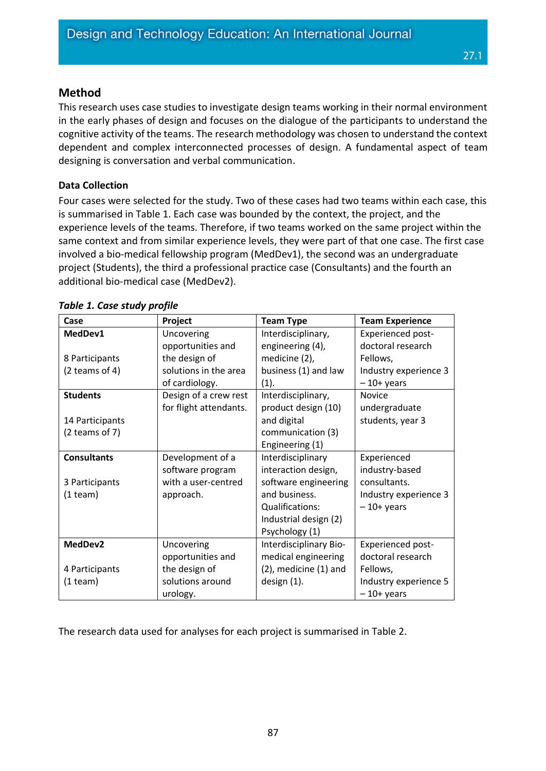## Method

This research uses case studies to investigate design teams working in their normal environment in the early phases of design and focuses on the dialogue of the participants to understand the cognitive activity of the teams. The research methodology was chosen to understand the context dependent and complex interconnected processes of design. A fundamental aspect of team designing is conversation and verbal communication.

### Data Collection

Four cases were selected for the study. Two of these cases had two teams within each case, this is summarised in Table 1. Each case was bounded by the context, the project, and the experience levels of the teams. Therefore, if two teams worked on the same project within the same context and from similar experience levels, they were part of that one case. The first case involved a bio-medical fellowship program (MedDev1), the second was an undergraduate project (Students), the third a professional practice case (Consultants) and the fourth an additional bio-medical case (MedDev2).

***Table 1. Case study profile***

| Case | Project | Team Type | Team Experience |
|---|---|---|---|
| **MedDev1**<br><br>8 Participants<br>(2 teams of 4) | Uncovering opportunities and the design of solutions in the area of cardiology. | Interdisciplinary, engineering (4), medicine (2), business (1) and law (1). | Experienced post-doctoral research Fellows,<br>Industry experience 3 – 10+ years |
| **Students**<br><br>14 Participants<br>(2 teams of 7) | Design of a crew rest for flight attendants. | Interdisciplinary, product design (10) and digital communication (3) Engineering (1) | Novice undergraduate students, year 3 |
| **Consultants**<br><br>3 Participants<br>(1 team) | Development of a software program with a user-centred approach. | Interdisciplinary interaction design, software engineering and business.<br>Qualifications:<br>Industrial design (2)<br>Psychology (1) | Experienced industry-based consultants.<br>Industry experience 3 – 10+ years |
| **MedDev2**<br><br>4 Participants<br>(1 team) | Uncovering opportunities and the design of solutions around urology. | Interdisciplinary Bio-medical engineering (2), medicine (1) and design (1). | Experienced post-doctoral research Fellows,<br>Industry experience 5 – 10+ years |

The research data used for analyses for each project is summarised in Table 2.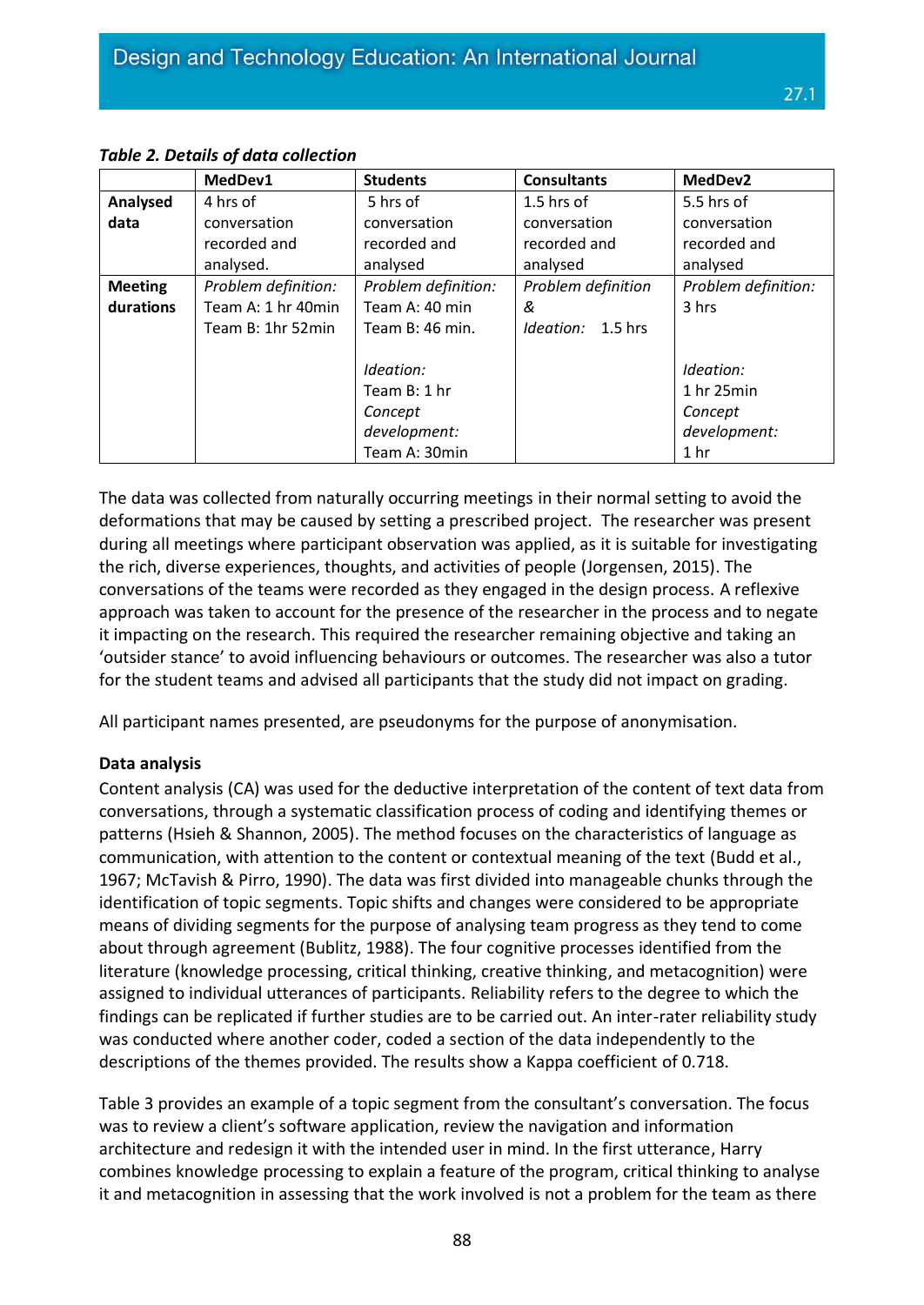***Table 2. Details of data collection***

| | **MedDev1** | **Students** | **Consultants** | **MedDev2** |
|---|---|---|---|---|
| **Analysed data** | 4 hrs of conversation recorded and analysed. | 5 hrs of conversation recorded and analysed | 1.5 hrs of conversation recorded and analysed | 5.5 hrs of conversation recorded and analysed |
| **Meeting durations** | *Problem definition:* Team A: 1 hr 40min Team B: 1hr 52min | *Problem definition:* Team A: 40 min Team B: 46 min. *Ideation:* Team B: 1 hr *Concept development:* Team A: 30min | *Problem definition* & *Ideation:* 1.5 hrs | *Problem definition:* 3 hrs *Ideation:* 1 hr 25min *Concept development:* 1 hr |

The data was collected from naturally occurring meetings in their normal setting to avoid the deformations that may be caused by setting a prescribed project. The researcher was present during all meetings where participant observation was applied, as it is suitable for investigating the rich, diverse experiences, thoughts, and activities of people (Jorgensen, 2015). The conversations of the teams were recorded as they engaged in the design process. A reflexive approach was taken to account for the presence of the researcher in the process and to negate it impacting on the research. This required the researcher remaining objective and taking an 'outsider stance' to avoid influencing behaviours or outcomes. The researcher was also a tutor for the student teams and advised all participants that the study did not impact on grading.

All participant names presented, are pseudonyms for the purpose of anonymisation.

**Data analysis**

Content analysis (CA) was used for the deductive interpretation of the content of text data from conversations, through a systematic classification process of coding and identifying themes or patterns (Hsieh & Shannon, 2005). The method focuses on the characteristics of language as communication, with attention to the content or contextual meaning of the text (Budd et al., 1967; McTavish & Pirro, 1990). The data was first divided into manageable chunks through the identification of topic segments. Topic shifts and changes were considered to be appropriate means of dividing segments for the purpose of analysing team progress as they tend to come about through agreement (Bublitz, 1988). The four cognitive processes identified from the literature (knowledge processing, critical thinking, creative thinking, and metacognition) were assigned to individual utterances of participants. Reliability refers to the degree to which the findings can be replicated if further studies are to be carried out. An inter-rater reliability study was conducted where another coder, coded a section of the data independently to the descriptions of the themes provided. The results show a Kappa coefficient of 0.718.

Table 3 provides an example of a topic segment from the consultant's conversation. The focus was to review a client's software application, review the navigation and information architecture and redesign it with the intended user in mind. In the first utterance, Harry combines knowledge processing to explain a feature of the program, critical thinking to analyse it and metacognition in assessing that the work involved is not a problem for the team as there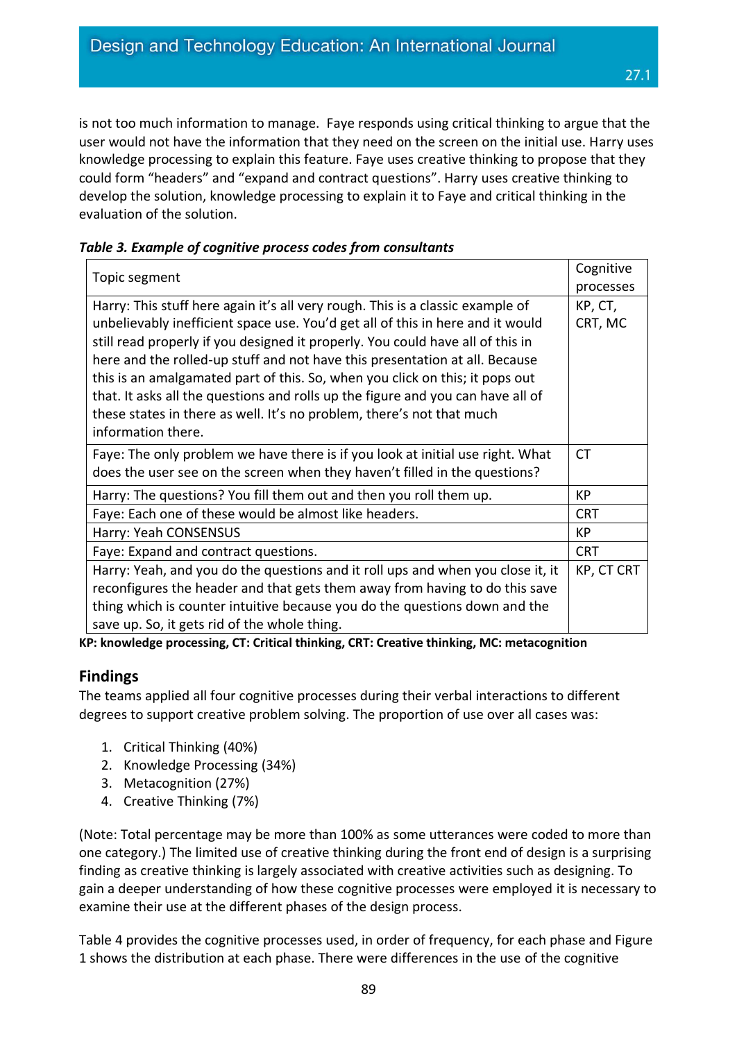is not too much information to manage. Faye responds using critical thinking to argue that the user would not have the information that they need on the screen on the initial use. Harry uses knowledge processing to explain this feature. Faye uses creative thinking to propose that they could form "headers" and "expand and contract questions". Harry uses creative thinking to develop the solution, knowledge processing to explain it to Faye and critical thinking in the evaluation of the solution.

***Table 3. Example of cognitive process codes from consultants***

| Topic segment | Cognitive processes |
|---|---|
| Harry: This stuff here again it's all very rough. This is a classic example of unbelievably inefficient space use. You'd get all of this in here and it would still read properly if you designed it properly. You could have all of this in here and the rolled-up stuff and not have this presentation at all. Because this is an amalgamated part of this. So, when you click on this; it pops out that. It asks all the questions and rolls up the figure and you can have all of these states in there as well. It's no problem, there's not that much information there. | KP, CT, CRT, MC |
| Faye: The only problem we have there is if you look at initial use right. What does the user see on the screen when they haven't filled in the questions? | CT |
| Harry: The questions? You fill them out and then you roll them up. | KP |
| Faye: Each one of these would be almost like headers. | CRT |
| Harry: Yeah CONSENSUS | KP |
| Faye: Expand and contract questions. | CRT |
| Harry: Yeah, and you do the questions and it roll ups and when you close it, it reconfigures the header and that gets them away from having to do this save thing which is counter intuitive because you do the questions down and the save up. So, it gets rid of the whole thing. | KP, CT CRT |

**KP: knowledge processing, CT: Critical thinking, CRT: Creative thinking, MC: metacognition**

## Findings

The teams applied all four cognitive processes during their verbal interactions to different degrees to support creative problem solving. The proportion of use over all cases was:

1. Critical Thinking (40%)
2. Knowledge Processing (34%)
3. Metacognition (27%)
4. Creative Thinking (7%)

(Note: Total percentage may be more than 100% as some utterances were coded to more than one category.) The limited use of creative thinking during the front end of design is a surprising finding as creative thinking is largely associated with creative activities such as designing. To gain a deeper understanding of how these cognitive processes were employed it is necessary to examine their use at the different phases of the design process.

Table 4 provides the cognitive processes used, in order of frequency, for each phase and Figure 1 shows the distribution at each phase. There were differences in the use of the cognitive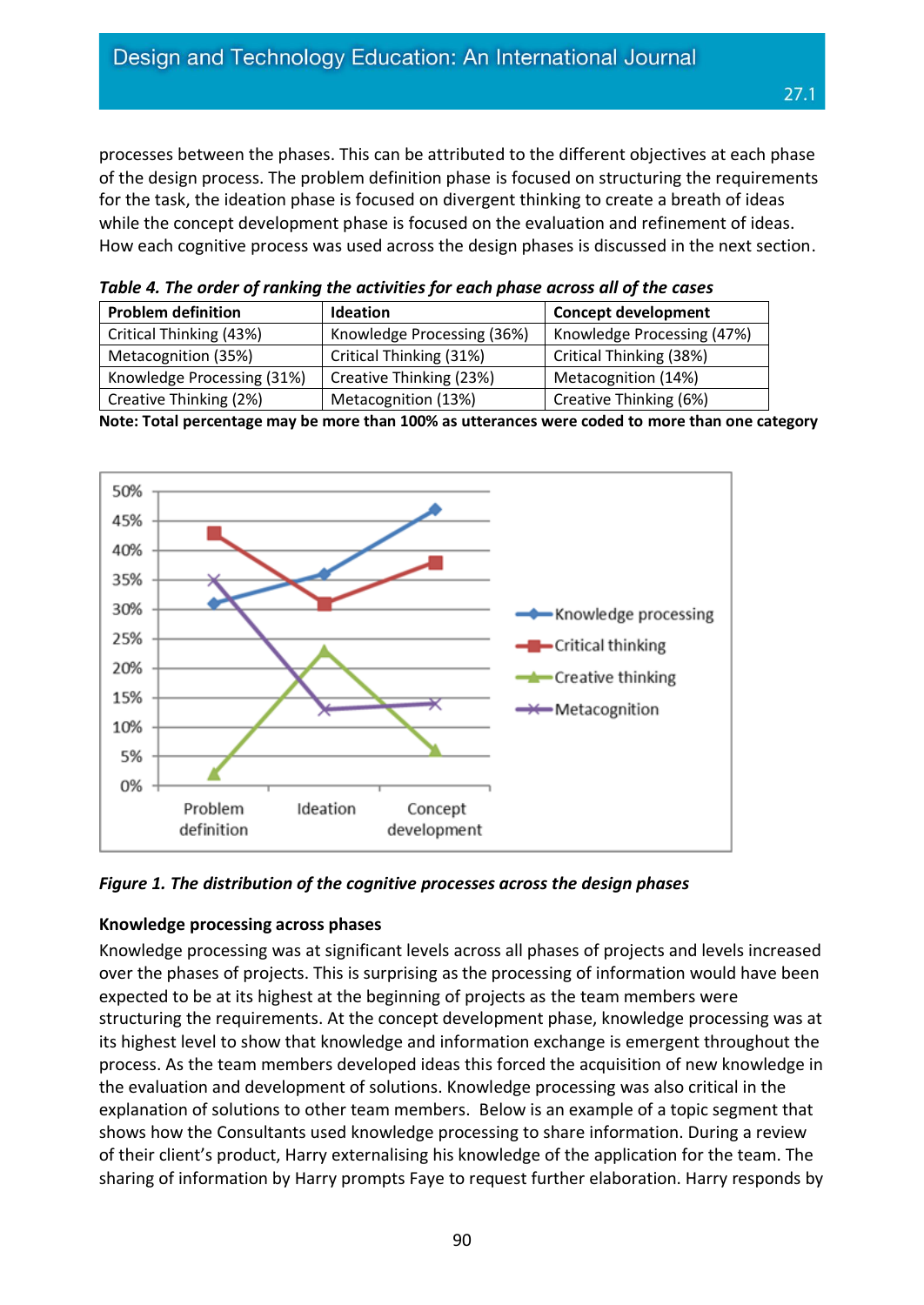processes between the phases. This can be attributed to the different objectives at each phase of the design process. The problem definition phase is focused on structuring the requirements for the task, the ideation phase is focused on divergent thinking to create a breath of ideas while the concept development phase is focused on the evaluation and refinement of ideas. How each cognitive process was used across the design phases is discussed in the next section.

***Table 4. The order of ranking the activities for each phase across all of the cases***

| Problem definition | Ideation | Concept development |
|---|---|---|
| Critical Thinking (43%) | Knowledge Processing (36%) | Knowledge Processing (47%) |
| Metacognition (35%) | Critical Thinking (31%) | Critical Thinking (38%) |
| Knowledge Processing (31%) | Creative Thinking (23%) | Metacognition (14%) |
| Creative Thinking (2%) | Metacognition (13%) | Creative Thinking (6%) |

**Note: Total percentage may be more than 100% as utterances were coded to more than one category**

***Figure 1. The distribution of the cognitive processes across the design phases***

**Knowledge processing across phases**

Knowledge processing was at significant levels across all phases of projects and levels increased over the phases of projects. This is surprising as the processing of information would have been expected to be at its highest at the beginning of projects as the team members were structuring the requirements. At the concept development phase, knowledge processing was at its highest level to show that knowledge and information exchange is emergent throughout the process. As the team members developed ideas this forced the acquisition of new knowledge in the evaluation and development of solutions. Knowledge processing was also critical in the explanation of solutions to other team members. Below is an example of a topic segment that shows how the Consultants used knowledge processing to share information. During a review of their client's product, Harry externalising his knowledge of the application for the team. The sharing of information by Harry prompts Faye to request further elaboration. Harry responds by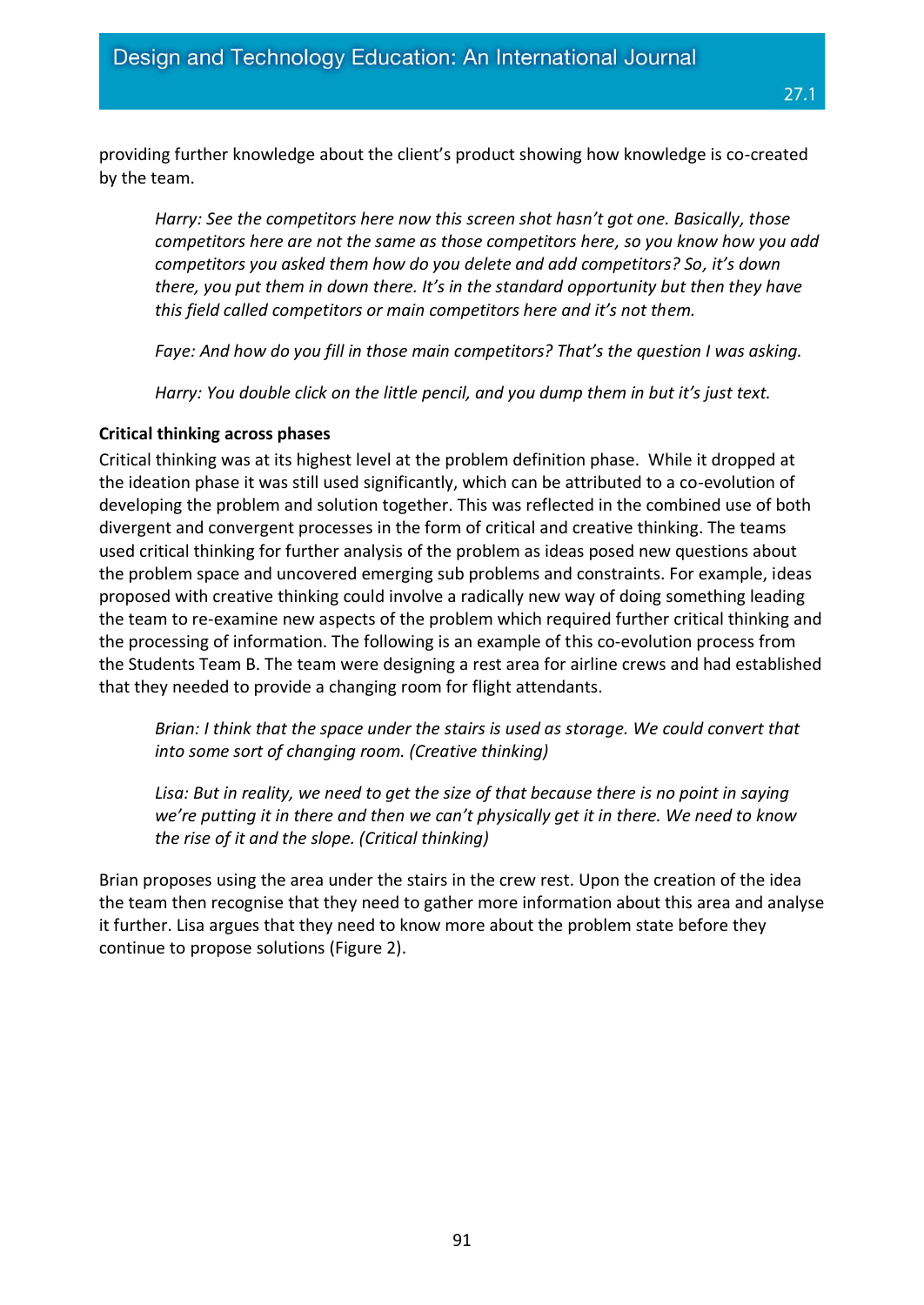providing further knowledge about the client's product showing how knowledge is co-created by the team.

> *Harry: See the competitors here now this screen shot hasn't got one. Basically, those competitors here are not the same as those competitors here, so you know how you add competitors you asked them how do you delete and add competitors? So, it's down there, you put them in down there. It's in the standard opportunity but then they have this field called competitors or main competitors here and it's not them.*
>
> *Faye: And how do you fill in those main competitors? That's the question I was asking.*
>
> *Harry: You double click on the little pencil, and you dump them in but it's just text.*

**Critical thinking across phases**

Critical thinking was at its highest level at the problem definition phase. While it dropped at the ideation phase it was still used significantly, which can be attributed to a co-evolution of developing the problem and solution together. This was reflected in the combined use of both divergent and convergent processes in the form of critical and creative thinking. The teams used critical thinking for further analysis of the problem as ideas posed new questions about the problem space and uncovered emerging sub problems and constraints. For example, ideas proposed with creative thinking could involve a radically new way of doing something leading the team to re-examine new aspects of the problem which required further critical thinking and the processing of information. The following is an example of this co-evolution process from the Students Team B. The team were designing a rest area for airline crews and had established that they needed to provide a changing room for flight attendants.

> *Brian: I think that the space under the stairs is used as storage. We could convert that into some sort of changing room. (Creative thinking)*
>
> *Lisa: But in reality, we need to get the size of that because there is no point in saying we're putting it in there and then we can't physically get it in there. We need to know the rise of it and the slope. (Critical thinking)*

Brian proposes using the area under the stairs in the crew rest. Upon the creation of the idea the team then recognise that they need to gather more information about this area and analyse it further. Lisa argues that they need to know more about the problem state before they continue to propose solutions (Figure 2).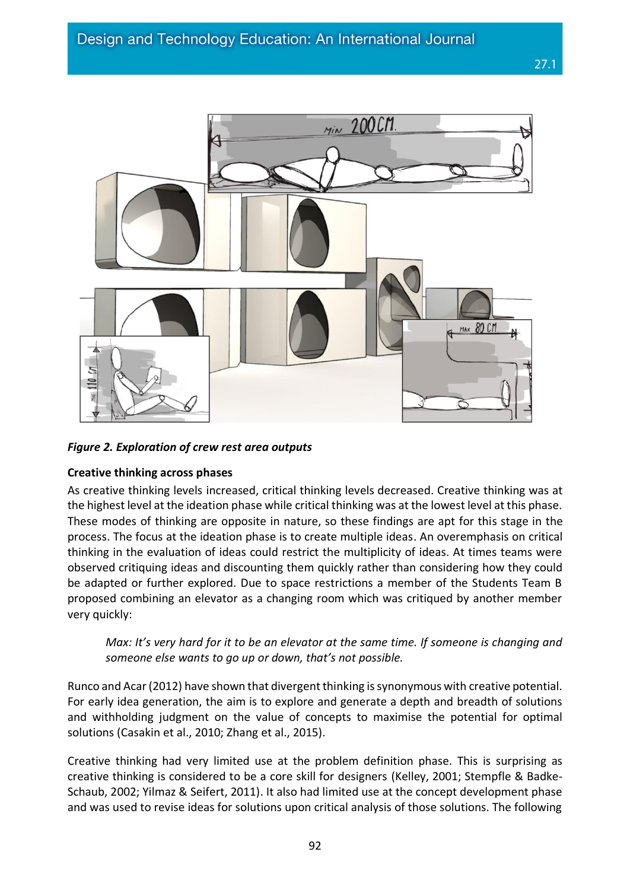*Figure 2. Exploration of crew rest area outputs*

**Creative thinking across phases**

As creative thinking levels increased, critical thinking levels decreased. Creative thinking was at the highest level at the ideation phase while critical thinking was at the lowest level at this phase. These modes of thinking are opposite in nature, so these findings are apt for this stage in the process. The focus at the ideation phase is to create multiple ideas. An overemphasis on critical thinking in the evaluation of ideas could restrict the multiplicity of ideas. At times teams were observed critiquing ideas and discounting them quickly rather than considering how they could be adapted or further explored. Due to space restrictions a member of the Students Team B proposed combining an elevator as a changing room which was critiqued by another member very quickly:

> *Max: It's very hard for it to be an elevator at the same time. If someone is changing and someone else wants to go up or down, that's not possible.*

Runco and Acar (2012) have shown that divergent thinking is synonymous with creative potential. For early idea generation, the aim is to explore and generate a depth and breadth of solutions and withholding judgment on the value of concepts to maximise the potential for optimal solutions (Casakin et al., 2010; Zhang et al., 2015).

Creative thinking had very limited use at the problem definition phase. This is surprising as creative thinking is considered to be a core skill for designers (Kelley, 2001; Stempfle & Badke-Schaub, 2002; Yilmaz & Seifert, 2011). It also had limited use at the concept development phase and was used to revise ideas for solutions upon critical analysis of those solutions. The following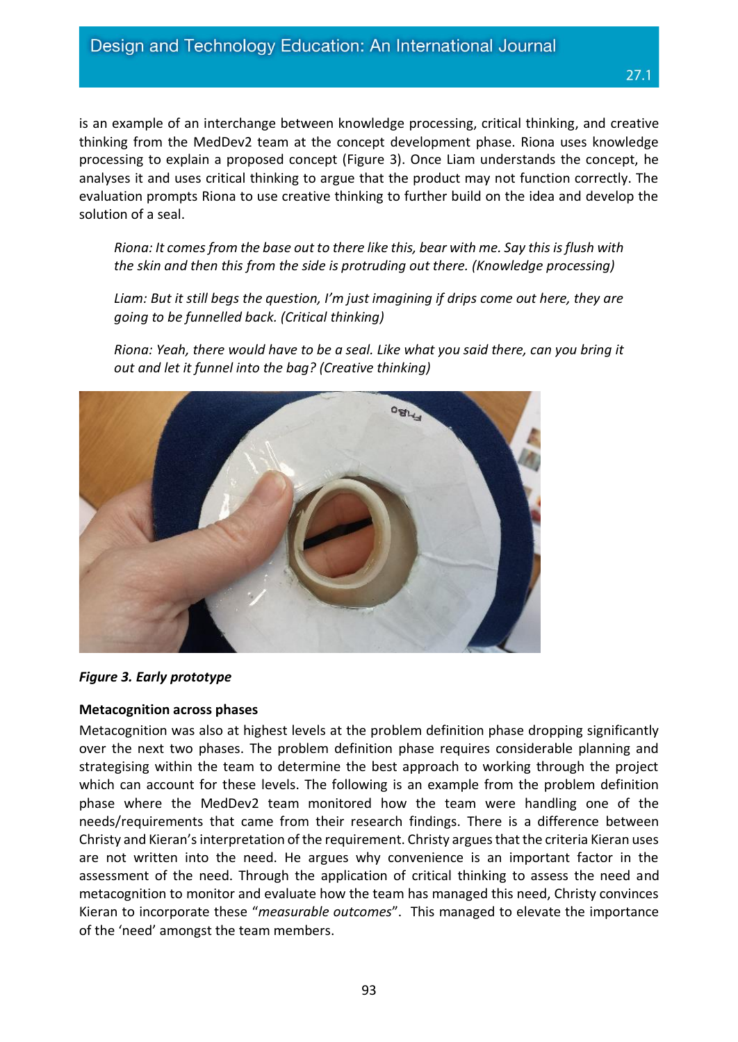is an example of an interchange between knowledge processing, critical thinking, and creative thinking from the MedDev2 team at the concept development phase. Riona uses knowledge processing to explain a proposed concept (Figure 3). Once Liam understands the concept, he analyses it and uses critical thinking to argue that the product may not function correctly. The evaluation prompts Riona to use creative thinking to further build on the idea and develop the solution of a seal.

> *Riona: It comes from the base out to there like this, bear with me. Say this is flush with the skin and then this from the side is protruding out there. (Knowledge processing)*
>
> *Liam: But it still begs the question, I'm just imagining if drips come out here, they are going to be funnelled back. (Critical thinking)*
>
> *Riona: Yeah, there would have to be a seal. Like what you said there, can you bring it out and let it funnel into the bag? (Creative thinking)*

***Figure 3. Early prototype***

**Metacognition across phases**

Metacognition was also at highest levels at the problem definition phase dropping significantly over the next two phases. The problem definition phase requires considerable planning and strategising within the team to determine the best approach to working through the project which can account for these levels. The following is an example from the problem definition phase where the MedDev2 team monitored how the team were handling one of the needs/requirements that came from their research findings. There is a difference between Christy and Kieran's interpretation of the requirement. Christy argues that the criteria Kieran uses are not written into the need. He argues why convenience is an important factor in the assessment of the need. Through the application of critical thinking to assess the need and metacognition to monitor and evaluate how the team has managed this need, Christy convinces Kieran to incorporate these "*measurable outcomes*". This managed to elevate the importance of the 'need' amongst the team members.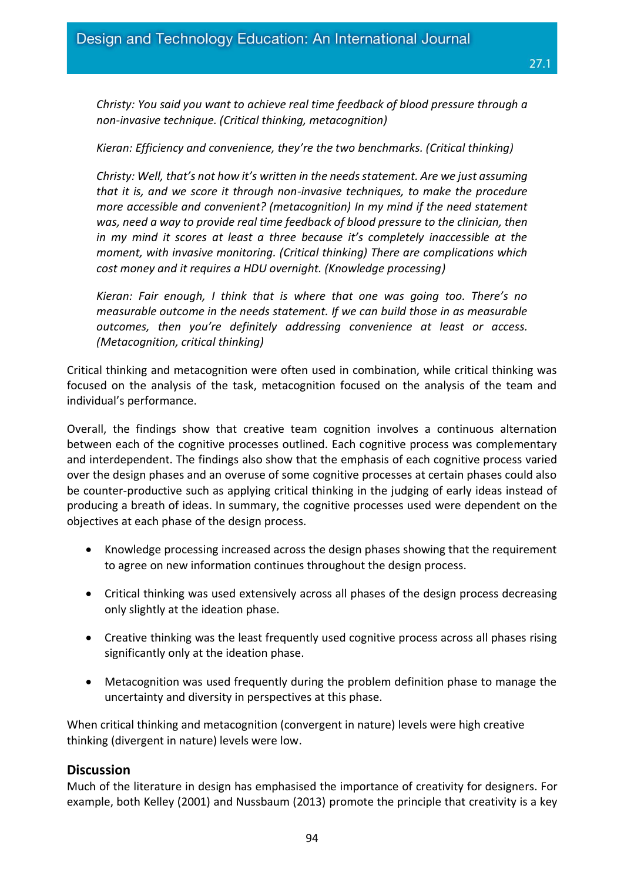*Christy: You said you want to achieve real time feedback of blood pressure through a non-invasive technique. (Critical thinking, metacognition)*

*Kieran: Efficiency and convenience, they're the two benchmarks. (Critical thinking)*

*Christy: Well, that's not how it's written in the needs statement. Are we just assuming that it is, and we score it through non-invasive techniques, to make the procedure more accessible and convenient? (metacognition) In my mind if the need statement was, need a way to provide real time feedback of blood pressure to the clinician, then in my mind it scores at least a three because it's completely inaccessible at the moment, with invasive monitoring. (Critical thinking) There are complications which cost money and it requires a HDU overnight. (Knowledge processing)*

*Kieran: Fair enough, I think that is where that one was going too. There's no measurable outcome in the needs statement. If we can build those in as measurable outcomes, then you're definitely addressing convenience at least or access. (Metacognition, critical thinking)*

Critical thinking and metacognition were often used in combination, while critical thinking was focused on the analysis of the task, metacognition focused on the analysis of the team and individual's performance.

Overall, the findings show that creative team cognition involves a continuous alternation between each of the cognitive processes outlined. Each cognitive process was complementary and interdependent. The findings also show that the emphasis of each cognitive process varied over the design phases and an overuse of some cognitive processes at certain phases could also be counter-productive such as applying critical thinking in the judging of early ideas instead of producing a breath of ideas. In summary, the cognitive processes used were dependent on the objectives at each phase of the design process.

- Knowledge processing increased across the design phases showing that the requirement to agree on new information continues throughout the design process.
- Critical thinking was used extensively across all phases of the design process decreasing only slightly at the ideation phase.
- Creative thinking was the least frequently used cognitive process across all phases rising significantly only at the ideation phase.
- Metacognition was used frequently during the problem definition phase to manage the uncertainty and diversity in perspectives at this phase.

When critical thinking and metacognition (convergent in nature) levels were high creative thinking (divergent in nature) levels were low.

## Discussion

Much of the literature in design has emphasised the importance of creativity for designers. For example, both Kelley (2001) and Nussbaum (2013) promote the principle that creativity is a key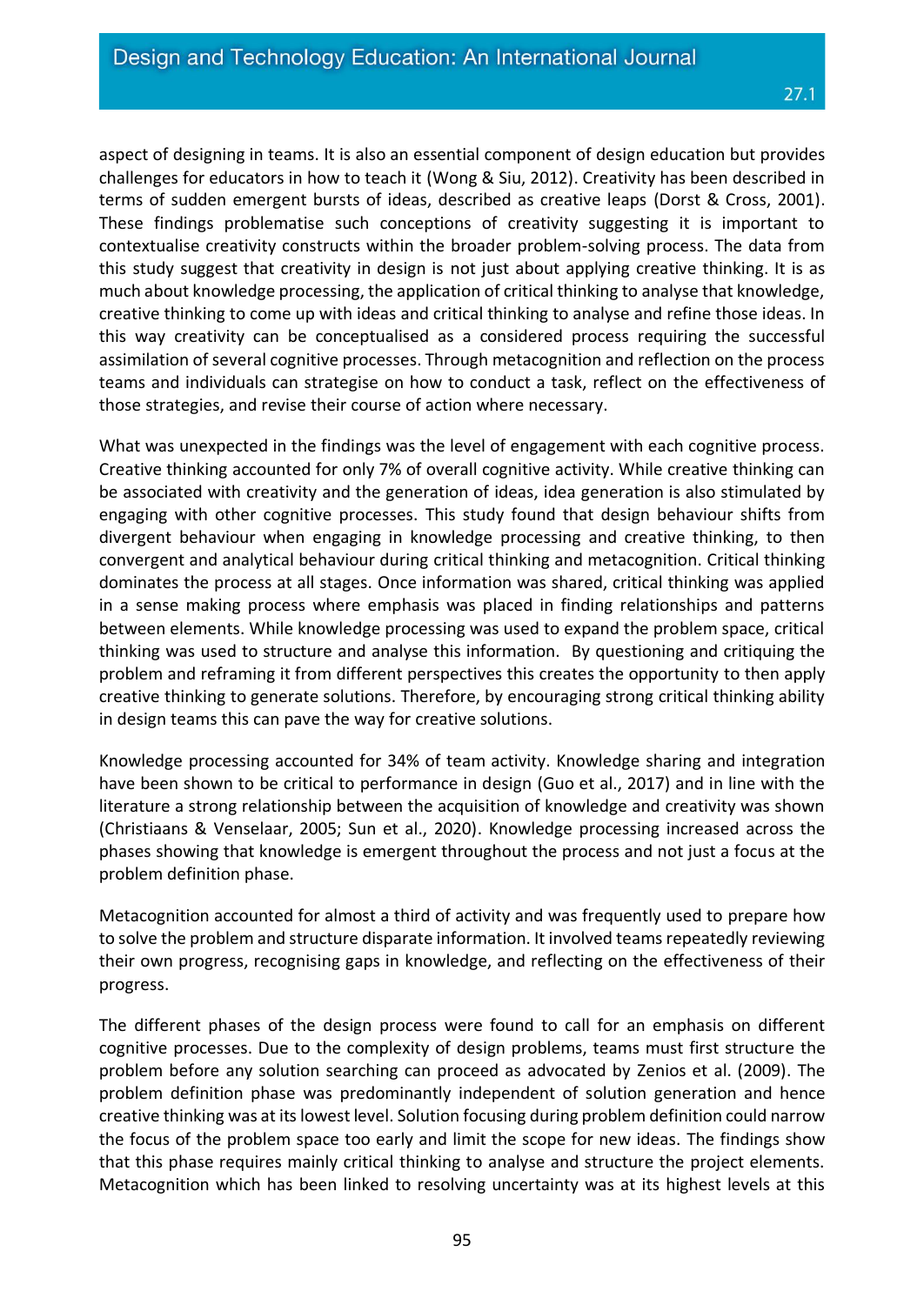aspect of designing in teams. It is also an essential component of design education but provides challenges for educators in how to teach it (Wong & Siu, 2012). Creativity has been described in terms of sudden emergent bursts of ideas, described as creative leaps (Dorst & Cross, 2001). These findings problematise such conceptions of creativity suggesting it is important to contextualise creativity constructs within the broader problem-solving process. The data from this study suggest that creativity in design is not just about applying creative thinking. It is as much about knowledge processing, the application of critical thinking to analyse that knowledge, creative thinking to come up with ideas and critical thinking to analyse and refine those ideas. In this way creativity can be conceptualised as a considered process requiring the successful assimilation of several cognitive processes. Through metacognition and reflection on the process teams and individuals can strategise on how to conduct a task, reflect on the effectiveness of those strategies, and revise their course of action where necessary.

What was unexpected in the findings was the level of engagement with each cognitive process. Creative thinking accounted for only 7% of overall cognitive activity. While creative thinking can be associated with creativity and the generation of ideas, idea generation is also stimulated by engaging with other cognitive processes. This study found that design behaviour shifts from divergent behaviour when engaging in knowledge processing and creative thinking, to then convergent and analytical behaviour during critical thinking and metacognition. Critical thinking dominates the process at all stages. Once information was shared, critical thinking was applied in a sense making process where emphasis was placed in finding relationships and patterns between elements. While knowledge processing was used to expand the problem space, critical thinking was used to structure and analyse this information. By questioning and critiquing the problem and reframing it from different perspectives this creates the opportunity to then apply creative thinking to generate solutions. Therefore, by encouraging strong critical thinking ability in design teams this can pave the way for creative solutions.

Knowledge processing accounted for 34% of team activity. Knowledge sharing and integration have been shown to be critical to performance in design (Guo et al., 2017) and in line with the literature a strong relationship between the acquisition of knowledge and creativity was shown (Christiaans & Venselaar, 2005; Sun et al., 2020). Knowledge processing increased across the phases showing that knowledge is emergent throughout the process and not just a focus at the problem definition phase.

Metacognition accounted for almost a third of activity and was frequently used to prepare how to solve the problem and structure disparate information. It involved teams repeatedly reviewing their own progress, recognising gaps in knowledge, and reflecting on the effectiveness of their progress.

The different phases of the design process were found to call for an emphasis on different cognitive processes. Due to the complexity of design problems, teams must first structure the problem before any solution searching can proceed as advocated by Zenios et al. (2009). The problem definition phase was predominantly independent of solution generation and hence creative thinking was at its lowest level. Solution focusing during problem definition could narrow the focus of the problem space too early and limit the scope for new ideas. The findings show that this phase requires mainly critical thinking to analyse and structure the project elements. Metacognition which has been linked to resolving uncertainty was at its highest levels at this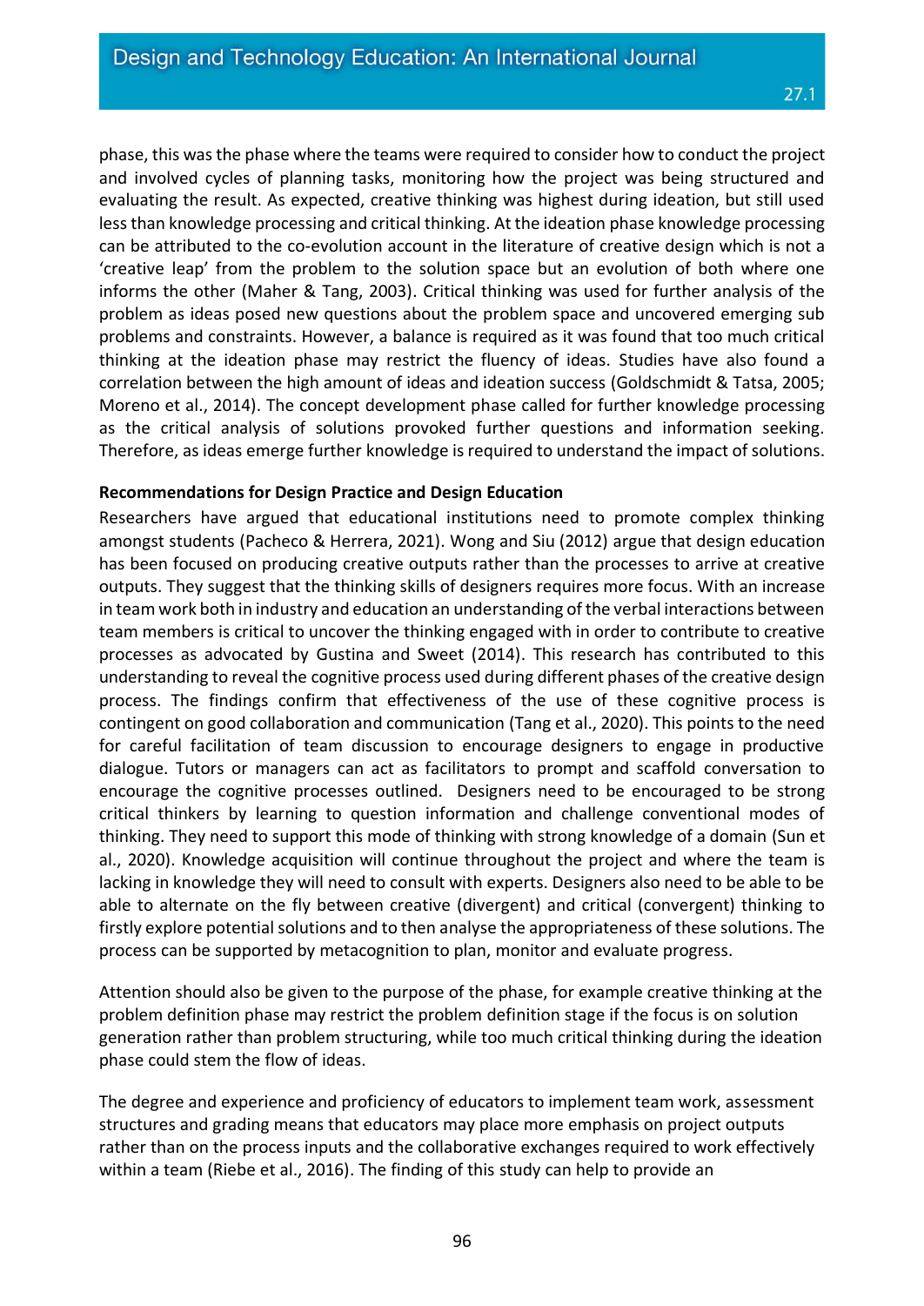phase, this was the phase where the teams were required to consider how to conduct the project and involved cycles of planning tasks, monitoring how the project was being structured and evaluating the result. As expected, creative thinking was highest during ideation, but still used less than knowledge processing and critical thinking. At the ideation phase knowledge processing can be attributed to the co-evolution account in the literature of creative design which is not a 'creative leap' from the problem to the solution space but an evolution of both where one informs the other (Maher & Tang, 2003). Critical thinking was used for further analysis of the problem as ideas posed new questions about the problem space and uncovered emerging sub problems and constraints. However, a balance is required as it was found that too much critical thinking at the ideation phase may restrict the fluency of ideas. Studies have also found a correlation between the high amount of ideas and ideation success (Goldschmidt & Tatsa, 2005; Moreno et al., 2014). The concept development phase called for further knowledge processing as the critical analysis of solutions provoked further questions and information seeking. Therefore, as ideas emerge further knowledge is required to understand the impact of solutions.

**Recommendations for Design Practice and Design Education**

Researchers have argued that educational institutions need to promote complex thinking amongst students (Pacheco & Herrera, 2021). Wong and Siu (2012) argue that design education has been focused on producing creative outputs rather than the processes to arrive at creative outputs. They suggest that the thinking skills of designers requires more focus. With an increase in team work both in industry and education an understanding of the verbal interactions between team members is critical to uncover the thinking engaged with in order to contribute to creative processes as advocated by Gustina and Sweet (2014). This research has contributed to this understanding to reveal the cognitive process used during different phases of the creative design process. The findings confirm that effectiveness of the use of these cognitive process is contingent on good collaboration and communication (Tang et al., 2020). This points to the need for careful facilitation of team discussion to encourage designers to engage in productive dialogue. Tutors or managers can act as facilitators to prompt and scaffold conversation to encourage the cognitive processes outlined. Designers need to be encouraged to be strong critical thinkers by learning to question information and challenge conventional modes of thinking. They need to support this mode of thinking with strong knowledge of a domain (Sun et al., 2020). Knowledge acquisition will continue throughout the project and where the team is lacking in knowledge they will need to consult with experts. Designers also need to be able to be able to alternate on the fly between creative (divergent) and critical (convergent) thinking to firstly explore potential solutions and to then analyse the appropriateness of these solutions. The process can be supported by metacognition to plan, monitor and evaluate progress.

Attention should also be given to the purpose of the phase, for example creative thinking at the problem definition phase may restrict the problem definition stage if the focus is on solution generation rather than problem structuring, while too much critical thinking during the ideation phase could stem the flow of ideas.

The degree and experience and proficiency of educators to implement team work, assessment structures and grading means that educators may place more emphasis on project outputs rather than on the process inputs and the collaborative exchanges required to work effectively within a team (Riebe et al., 2016). The finding of this study can help to provide an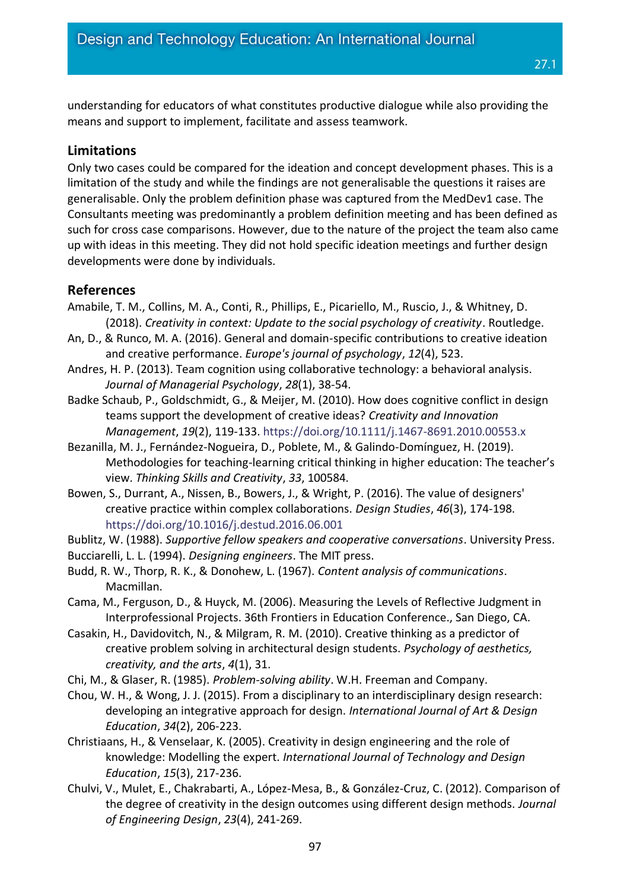understanding for educators of what constitutes productive dialogue while also providing the means and support to implement, facilitate and assess teamwork.

## Limitations

Only two cases could be compared for the ideation and concept development phases. This is a limitation of the study and while the findings are not generalisable the questions it raises are generalisable. Only the problem definition phase was captured from the MedDev1 case. The Consultants meeting was predominantly a problem definition meeting and has been defined as such for cross case comparisons. However, due to the nature of the project the team also came up with ideas in this meeting. They did not hold specific ideation meetings and further design developments were done by individuals.

## References

Amabile, T. M., Collins, M. A., Conti, R., Phillips, E., Picariello, M., Ruscio, J., & Whitney, D. (2018). *Creativity in context: Update to the social psychology of creativity*. Routledge.

An, D., & Runco, M. A. (2016). General and domain-specific contributions to creative ideation and creative performance. *Europe's journal of psychology*, *12*(4), 523.

Andres, H. P. (2013). Team cognition using collaborative technology: a behavioral analysis. *Journal of Managerial Psychology*, *28*(1), 38-54.

Badke Schaub, P., Goldschmidt, G., & Meijer, M. (2010). How does cognitive conflict in design teams support the development of creative ideas? *Creativity and Innovation Management*, *19*(2), 119-133. https://doi.org/10.1111/j.1467-8691.2010.00553.x

Bezanilla, M. J., Fernández-Nogueira, D., Poblete, M., & Galindo-Domínguez, H. (2019). Methodologies for teaching-learning critical thinking in higher education: The teacher's view. *Thinking Skills and Creativity*, *33*, 100584.

Bowen, S., Durrant, A., Nissen, B., Bowers, J., & Wright, P. (2016). The value of designers' creative practice within complex collaborations. *Design Studies*, *46*(3), 174-198. https://doi.org/10.1016/j.destud.2016.06.001

Bublitz, W. (1988). *Supportive fellow speakers and cooperative conversations*. University Press.

Bucciarelli, L. L. (1994). *Designing engineers*. The MIT press.

Budd, R. W., Thorp, R. K., & Donohew, L. (1967). *Content analysis of communications*. Macmillan.

Cama, M., Ferguson, D., & Huyck, M. (2006). Measuring the Levels of Reflective Judgment in Interprofessional Projects. 36th Frontiers in Education Conference., San Diego, CA.

Casakin, H., Davidovitch, N., & Milgram, R. M. (2010). Creative thinking as a predictor of creative problem solving in architectural design students. *Psychology of aesthetics, creativity, and the arts*, *4*(1), 31.

Chi, M., & Glaser, R. (1985). *Problem-solving ability*. W.H. Freeman and Company.

Chou, W. H., & Wong, J. J. (2015). From a disciplinary to an interdisciplinary design research: developing an integrative approach for design. *International Journal of Art & Design Education*, *34*(2), 206-223.

Christiaans, H., & Venselaar, K. (2005). Creativity in design engineering and the role of knowledge: Modelling the expert. *International Journal of Technology and Design Education*, *15*(3), 217-236.

Chulvi, V., Mulet, E., Chakrabarti, A., López-Mesa, B., & González-Cruz, C. (2012). Comparison of the degree of creativity in the design outcomes using different design methods. *Journal of Engineering Design*, *23*(4), 241-269.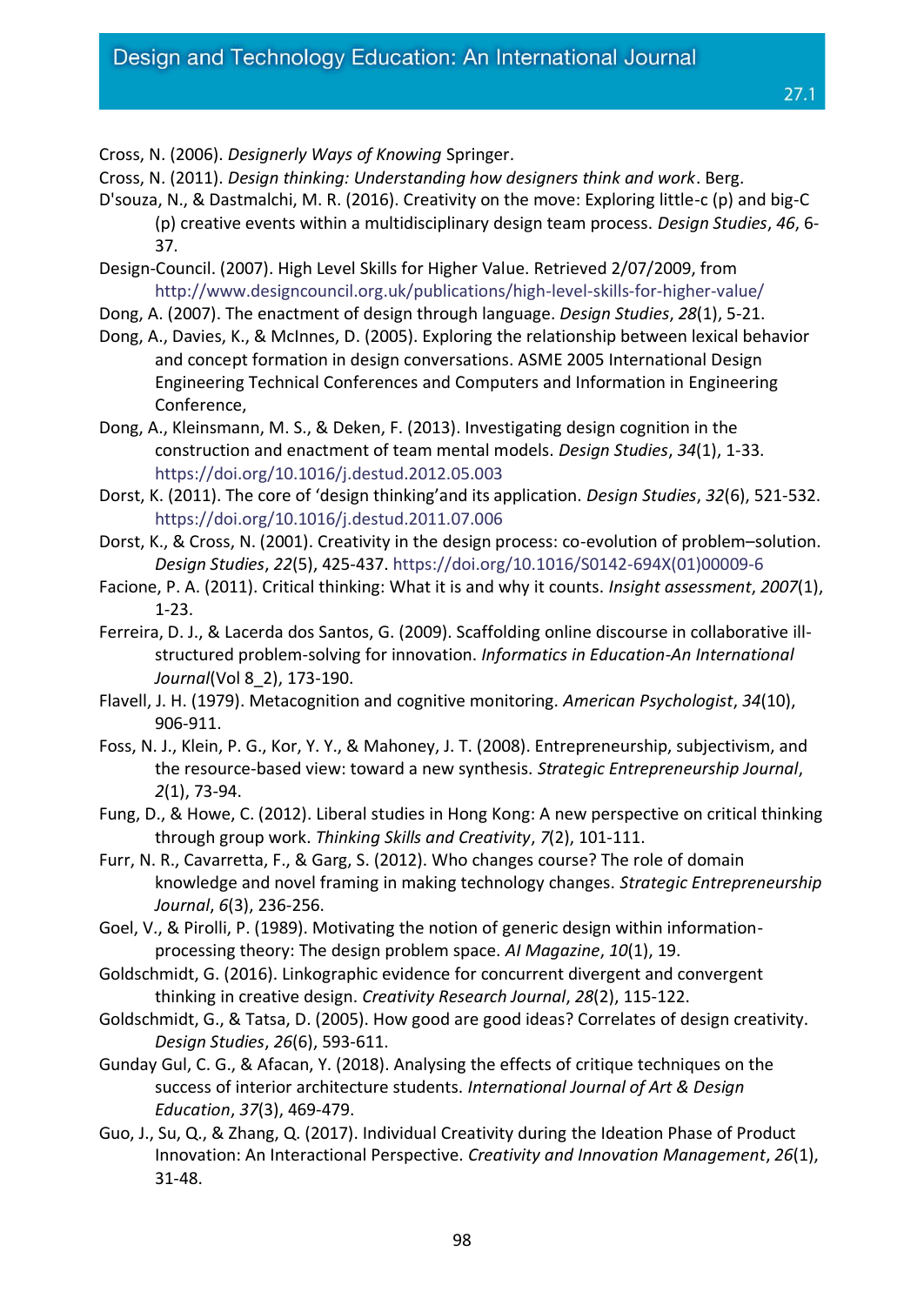Cross, N. (2006). *Designerly Ways of Knowing* Springer.

Cross, N. (2011). *Design thinking: Understanding how designers think and work*. Berg.

D'souza, N., & Dastmalchi, M. R. (2016). Creativity on the move: Exploring little-c (p) and big-C (p) creative events within a multidisciplinary design team process. *Design Studies*, *46*, 6-37.

Design-Council. (2007). High Level Skills for Higher Value. Retrieved 2/07/2009, from http://www.designcouncil.org.uk/publications/high-level-skills-for-higher-value/

Dong, A. (2007). The enactment of design through language. *Design Studies*, *28*(1), 5-21.

Dong, A., Davies, K., & McInnes, D. (2005). Exploring the relationship between lexical behavior and concept formation in design conversations. ASME 2005 International Design Engineering Technical Conferences and Computers and Information in Engineering Conference,

Dong, A., Kleinsmann, M. S., & Deken, F. (2013). Investigating design cognition in the construction and enactment of team mental models. *Design Studies*, *34*(1), 1-33. https://doi.org/10.1016/j.destud.2012.05.003

Dorst, K. (2011). The core of 'design thinking'and its application. *Design Studies*, *32*(6), 521-532. https://doi.org/10.1016/j.destud.2011.07.006

Dorst, K., & Cross, N. (2001). Creativity in the design process: co-evolution of problem–solution. *Design Studies*, *22*(5), 425-437. https://doi.org/10.1016/S0142-694X(01)00009-6

Facione, P. A. (2011). Critical thinking: What it is and why it counts. *Insight assessment*, *2007*(1), 1-23.

Ferreira, D. J., & Lacerda dos Santos, G. (2009). Scaffolding online discourse in collaborative ill-structured problem-solving for innovation. *Informatics in Education-An International Journal*(Vol 8_2), 173-190.

Flavell, J. H. (1979). Metacognition and cognitive monitoring. *American Psychologist*, *34*(10), 906-911.

Foss, N. J., Klein, P. G., Kor, Y. Y., & Mahoney, J. T. (2008). Entrepreneurship, subjectivism, and the resource-based view: toward a new synthesis. *Strategic Entrepreneurship Journal*, *2*(1), 73-94.

Fung, D., & Howe, C. (2012). Liberal studies in Hong Kong: A new perspective on critical thinking through group work. *Thinking Skills and Creativity*, *7*(2), 101-111.

Furr, N. R., Cavarretta, F., & Garg, S. (2012). Who changes course? The role of domain knowledge and novel framing in making technology changes. *Strategic Entrepreneurship Journal*, *6*(3), 236-256.

Goel, V., & Pirolli, P. (1989). Motivating the notion of generic design within information-processing theory: The design problem space. *AI Magazine*, *10*(1), 19.

Goldschmidt, G. (2016). Linkographic evidence for concurrent divergent and convergent thinking in creative design. *Creativity Research Journal*, *28*(2), 115-122.

Goldschmidt, G., & Tatsa, D. (2005). How good are good ideas? Correlates of design creativity. *Design Studies*, *26*(6), 593-611.

Gunday Gul, C. G., & Afacan, Y. (2018). Analysing the effects of critique techniques on the success of interior architecture students. *International Journal of Art & Design Education*, *37*(3), 469-479.

Guo, J., Su, Q., & Zhang, Q. (2017). Individual Creativity during the Ideation Phase of Product Innovation: An Interactional Perspective. *Creativity and Innovation Management*, *26*(1), 31-48.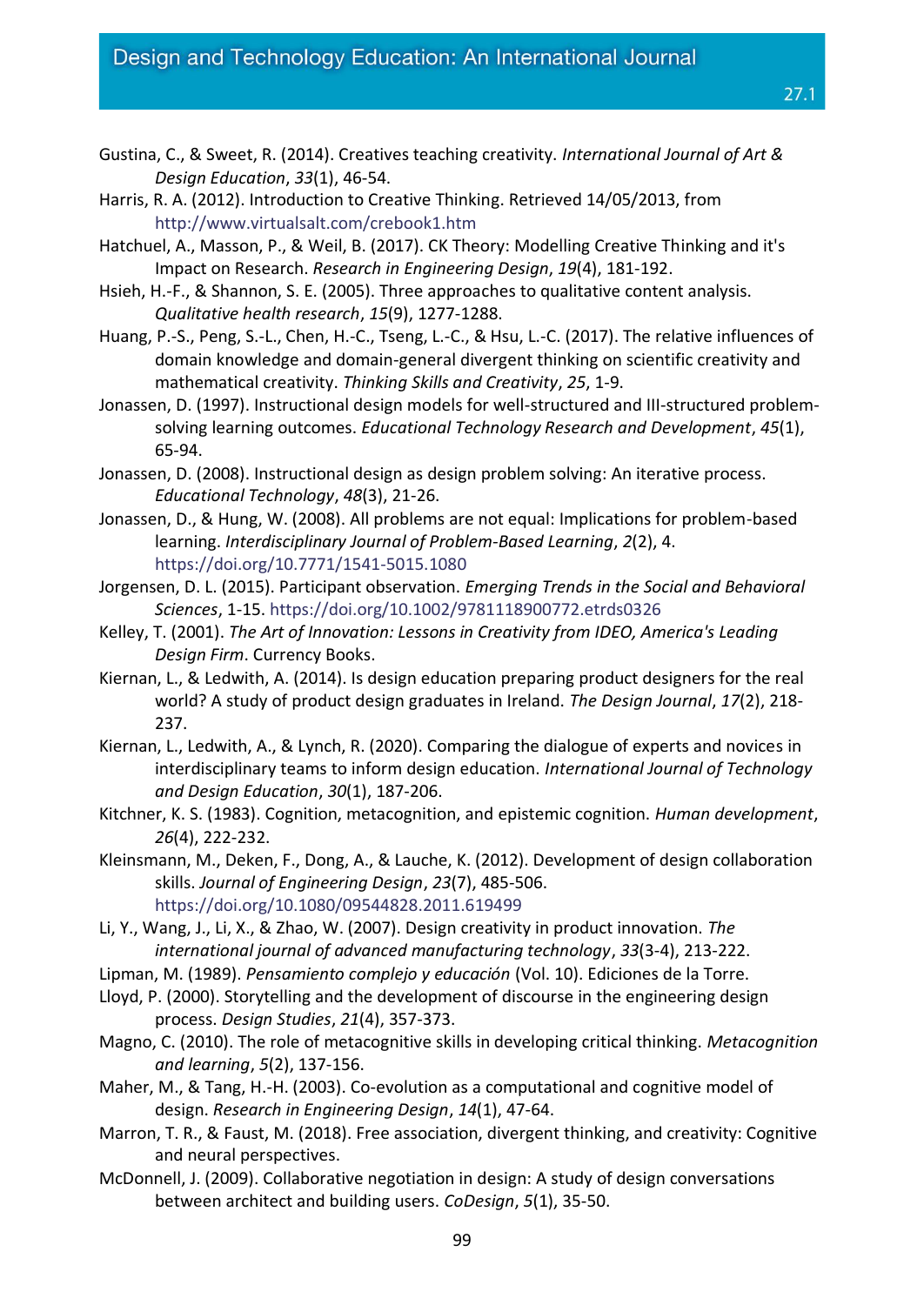Gustina, C., & Sweet, R. (2014). Creatives teaching creativity. *International Journal of Art & Design Education*, *33*(1), 46-54.

Harris, R. A. (2012). Introduction to Creative Thinking. Retrieved 14/05/2013, from http://www.virtualsalt.com/crebook1.htm

Hatchuel, A., Masson, P., & Weil, B. (2017). CK Theory: Modelling Creative Thinking and it's Impact on Research. *Research in Engineering Design*, *19*(4), 181-192.

Hsieh, H.-F., & Shannon, S. E. (2005). Three approaches to qualitative content analysis. *Qualitative health research*, *15*(9), 1277-1288.

Huang, P.-S., Peng, S.-L., Chen, H.-C., Tseng, L.-C., & Hsu, L.-C. (2017). The relative influences of domain knowledge and domain-general divergent thinking on scientific creativity and mathematical creativity. *Thinking Skills and Creativity*, *25*, 1-9.

Jonassen, D. (1997). Instructional design models for well-structured and III-structured problem-solving learning outcomes. *Educational Technology Research and Development*, *45*(1), 65-94.

Jonassen, D. (2008). Instructional design as design problem solving: An iterative process. *Educational Technology*, *48*(3), 21-26.

Jonassen, D., & Hung, W. (2008). All problems are not equal: Implications for problem-based learning. *Interdisciplinary Journal of Problem-Based Learning*, *2*(2), 4. https://doi.org/10.7771/1541-5015.1080

Jorgensen, D. L. (2015). Participant observation. *Emerging Trends in the Social and Behavioral Sciences*, 1-15. https://doi.org/10.1002/9781118900772.etrds0326

Kelley, T. (2001). *The Art of Innovation: Lessons in Creativity from IDEO, America's Leading Design Firm*. Currency Books.

Kiernan, L., & Ledwith, A. (2014). Is design education preparing product designers for the real world? A study of product design graduates in Ireland. *The Design Journal*, *17*(2), 218-237.

Kiernan, L., Ledwith, A., & Lynch, R. (2020). Comparing the dialogue of experts and novices in interdisciplinary teams to inform design education. *International Journal of Technology and Design Education*, *30*(1), 187-206.

Kitchner, K. S. (1983). Cognition, metacognition, and epistemic cognition. *Human development*, *26*(4), 222-232.

Kleinsmann, M., Deken, F., Dong, A., & Lauche, K. (2012). Development of design collaboration skills. *Journal of Engineering Design*, *23*(7), 485-506. https://doi.org/10.1080/09544828.2011.619499

Li, Y., Wang, J., Li, X., & Zhao, W. (2007). Design creativity in product innovation. *The international journal of advanced manufacturing technology*, *33*(3-4), 213-222.

Lipman, M. (1989). *Pensamiento complejo y educación* (Vol. 10). Ediciones de la Torre.

Lloyd, P. (2000). Storytelling and the development of discourse in the engineering design process. *Design Studies*, *21*(4), 357-373.

Magno, C. (2010). The role of metacognitive skills in developing critical thinking. *Metacognition and learning*, *5*(2), 137-156.

Maher, M., & Tang, H.-H. (2003). Co-evolution as a computational and cognitive model of design. *Research in Engineering Design*, *14*(1), 47-64.

Marron, T. R., & Faust, M. (2018). Free association, divergent thinking, and creativity: Cognitive and neural perspectives.

McDonnell, J. (2009). Collaborative negotiation in design: A study of design conversations between architect and building users. *CoDesign*, *5*(1), 35-50.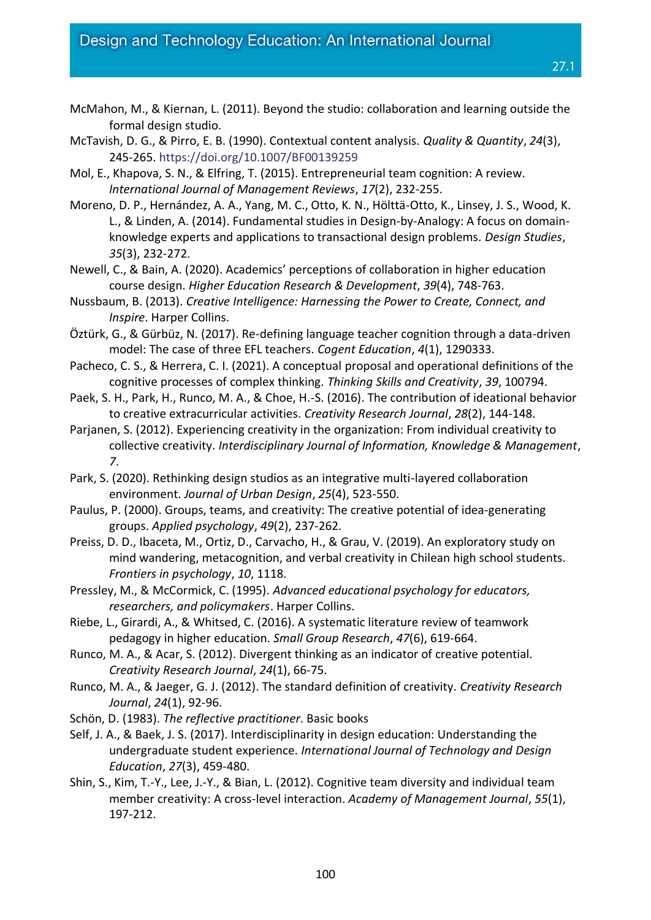McMahon, M., & Kiernan, L. (2011). Beyond the studio: collaboration and learning outside the formal design studio.

McTavish, D. G., & Pirro, E. B. (1990). Contextual content analysis. *Quality & Quantity*, *24*(3), 245-265. https://doi.org/10.1007/BF00139259

Mol, E., Khapova, S. N., & Elfring, T. (2015). Entrepreneurial team cognition: A review. *International Journal of Management Reviews*, *17*(2), 232-255.

Moreno, D. P., Hernández, A. A., Yang, M. C., Otto, K. N., Hölttä-Otto, K., Linsey, J. S., Wood, K. L., & Linden, A. (2014). Fundamental studies in Design-by-Analogy: A focus on domain-knowledge experts and applications to transactional design problems. *Design Studies*, *35*(3), 232-272.

Newell, C., & Bain, A. (2020). Academics' perceptions of collaboration in higher education course design. *Higher Education Research & Development*, *39*(4), 748-763.

Nussbaum, B. (2013). *Creative Intelligence: Harnessing the Power to Create, Connect, and Inspire*. Harper Collins.

Öztürk, G., & Gürbüz, N. (2017). Re-defining language teacher cognition through a data-driven model: The case of three EFL teachers. *Cogent Education*, *4*(1), 1290333.

Pacheco, C. S., & Herrera, C. I. (2021). A conceptual proposal and operational definitions of the cognitive processes of complex thinking. *Thinking Skills and Creativity*, *39*, 100794.

Paek, S. H., Park, H., Runco, M. A., & Choe, H.-S. (2016). The contribution of ideational behavior to creative extracurricular activities. *Creativity Research Journal*, *28*(2), 144-148.

Parjanen, S. (2012). Experiencing creativity in the organization: From individual creativity to collective creativity. *Interdisciplinary Journal of Information, Knowledge & Management*, *7*.

Park, S. (2020). Rethinking design studios as an integrative multi-layered collaboration environment. *Journal of Urban Design*, *25*(4), 523-550.

Paulus, P. (2000). Groups, teams, and creativity: The creative potential of idea-generating groups. *Applied psychology*, *49*(2), 237-262.

Preiss, D. D., Ibaceta, M., Ortiz, D., Carvacho, H., & Grau, V. (2019). An exploratory study on mind wandering, metacognition, and verbal creativity in Chilean high school students. *Frontiers in psychology*, *10*, 1118.

Pressley, M., & McCormick, C. (1995). *Advanced educational psychology for educators, researchers, and policymakers*. Harper Collins.

Riebe, L., Girardi, A., & Whitsed, C. (2016). A systematic literature review of teamwork pedagogy in higher education. *Small Group Research*, *47*(6), 619-664.

Runco, M. A., & Acar, S. (2012). Divergent thinking as an indicator of creative potential. *Creativity Research Journal*, *24*(1), 66-75.

Runco, M. A., & Jaeger, G. J. (2012). The standard definition of creativity. *Creativity Research Journal*, *24*(1), 92-96.

Schön, D. (1983). *The reflective practitioner*. Basic books

Self, J. A., & Baek, J. S. (2017). Interdisciplinarity in design education: Understanding the undergraduate student experience. *International Journal of Technology and Design Education*, *27*(3), 459-480.

Shin, S., Kim, T.-Y., Lee, J.-Y., & Bian, L. (2012). Cognitive team diversity and individual team member creativity: A cross-level interaction. *Academy of Management Journal*, *55*(1), 197-212.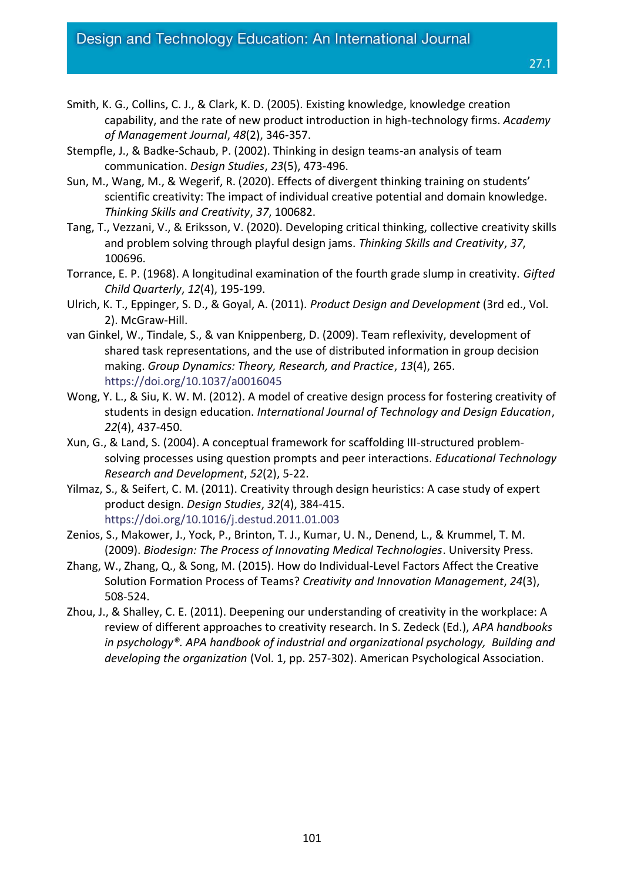Smith, K. G., Collins, C. J., & Clark, K. D. (2005). Existing knowledge, knowledge creation capability, and the rate of new product introduction in high-technology firms. *Academy of Management Journal*, *48*(2), 346-357.

Stempfle, J., & Badke-Schaub, P. (2002). Thinking in design teams-an analysis of team communication. *Design Studies*, *23*(5), 473-496.

Sun, M., Wang, M., & Wegerif, R. (2020). Effects of divergent thinking training on students' scientific creativity: The impact of individual creative potential and domain knowledge. *Thinking Skills and Creativity*, *37*, 100682.

Tang, T., Vezzani, V., & Eriksson, V. (2020). Developing critical thinking, collective creativity skills and problem solving through playful design jams. *Thinking Skills and Creativity*, *37*, 100696.

Torrance, E. P. (1968). A longitudinal examination of the fourth grade slump in creativity. *Gifted Child Quarterly*, *12*(4), 195-199.

Ulrich, K. T., Eppinger, S. D., & Goyal, A. (2011). *Product Design and Development* (3rd ed., Vol. 2). McGraw-Hill.

van Ginkel, W., Tindale, S., & van Knippenberg, D. (2009). Team reflexivity, development of shared task representations, and the use of distributed information in group decision making. *Group Dynamics: Theory, Research, and Practice*, *13*(4), 265. https://doi.org/10.1037/a0016045

Wong, Y. L., & Siu, K. W. M. (2012). A model of creative design process for fostering creativity of students in design education. *International Journal of Technology and Design Education*, *22*(4), 437-450.

Xun, G., & Land, S. (2004). A conceptual framework for scaffolding III-structured problem-solving processes using question prompts and peer interactions. *Educational Technology Research and Development*, *52*(2), 5-22.

Yilmaz, S., & Seifert, C. M. (2011). Creativity through design heuristics: A case study of expert product design. *Design Studies*, *32*(4), 384-415. https://doi.org/10.1016/j.destud.2011.01.003

Zenios, S., Makower, J., Yock, P., Brinton, T. J., Kumar, U. N., Denend, L., & Krummel, T. M. (2009). *Biodesign: The Process of Innovating Medical Technologies*. University Press.

Zhang, W., Zhang, Q., & Song, M. (2015). How do Individual-Level Factors Affect the Creative Solution Formation Process of Teams? *Creativity and Innovation Management*, *24*(3), 508-524.

Zhou, J., & Shalley, C. E. (2011). Deepening our understanding of creativity in the workplace: A review of different approaches to creativity research. In S. Zedeck (Ed.), *APA handbooks in psychology®. APA handbook of industrial and organizational psychology, Building and developing the organization* (Vol. 1, pp. 257-302). American Psychological Association.